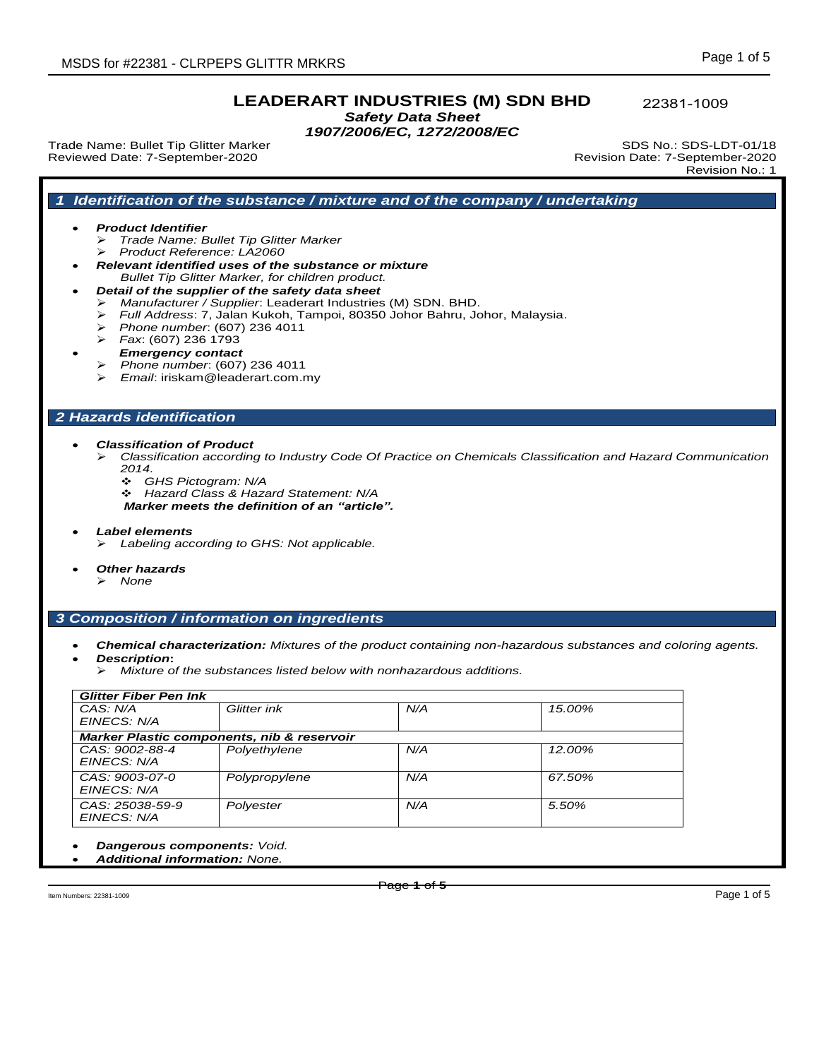**LEADERART INDUSTRIES (M) SDN BHD** 22381-1009

***Safety Data Sheet***

***1907/2006/EC, 1272/2008/EC***

Trade Name: Bullet Tip Glitter Marker
Reviewed Date: 7-September-2020

SDS No.: SDS-LDT-01/18
Revision Date: 7-September-2020
Revision No.: 1

## *1 Identification of the substance / mixture and of the company / undertaking*

- ***Product Identifier***
  - *Trade Name: Bullet Tip Glitter Marker*
  - *Product Reference: LA2060*
- ***Relevant identified uses of the substance or mixture***
  *Bullet Tip Glitter Marker, for children product.*
- ***Detail of the supplier of the safety data sheet***
  - *Manufacturer / Supplier*: Leaderart Industries (M) SDN. BHD.
  - *Full Address*: 7, Jalan Kukoh, Tampoi, 80350 Johor Bahru, Johor, Malaysia.
  - *Phone number*: (607) 236 4011
  - *Fax*: (607) 236 1793
- ***Emergency contact***
  - *Phone number*: (607) 236 4011
  - *Email*: iriskam@leaderart.com.my

## *2 Hazards identification*

- ***Classification of Product***
  - *Classification according to Industry Code Of Practice on Chemicals Classification and Hazard Communication 2014.*
    - *GHS Pictogram: N/A*
    - *Hazard Class & Hazard Statement: N/A*

  ***Marker meets the definition of an "article".***

- ***Label elements***
  - *Labeling according to GHS: Not applicable.*
- ***Other hazards***
  - *None*

## *3 Composition / information on ingredients*

- ***Chemical characterization:*** *Mixtures of the product containing non-hazardous substances and coloring agents.*
- ***Description*:**
  - *Mixture of the substances listed below with nonhazardous additions.*

| ***Glitter Fiber Pen Ink*** | | | |
|---|---|---|---|
| *CAS: N/A*<br>*EINECS: N/A* | *Glitter ink* | *N/A* | *15.00%* |
| ***Marker Plastic components, nib & reservoir*** | | | |
| *CAS: 9002-88-4*<br>*EINECS: N/A* | *Polyethylene* | *N/A* | *12.00%* |
| *CAS: 9003-07-0*<br>*EINECS: N/A* | *Polypropylene* | *N/A* | *67.50%* |
| *CAS: 25038-59-9*<br>*EINECS: N/A* | *Polyester* | *N/A* | *5.50%* |

- ***Dangerous components:*** *Void.*
- ***Additional information:*** *None.*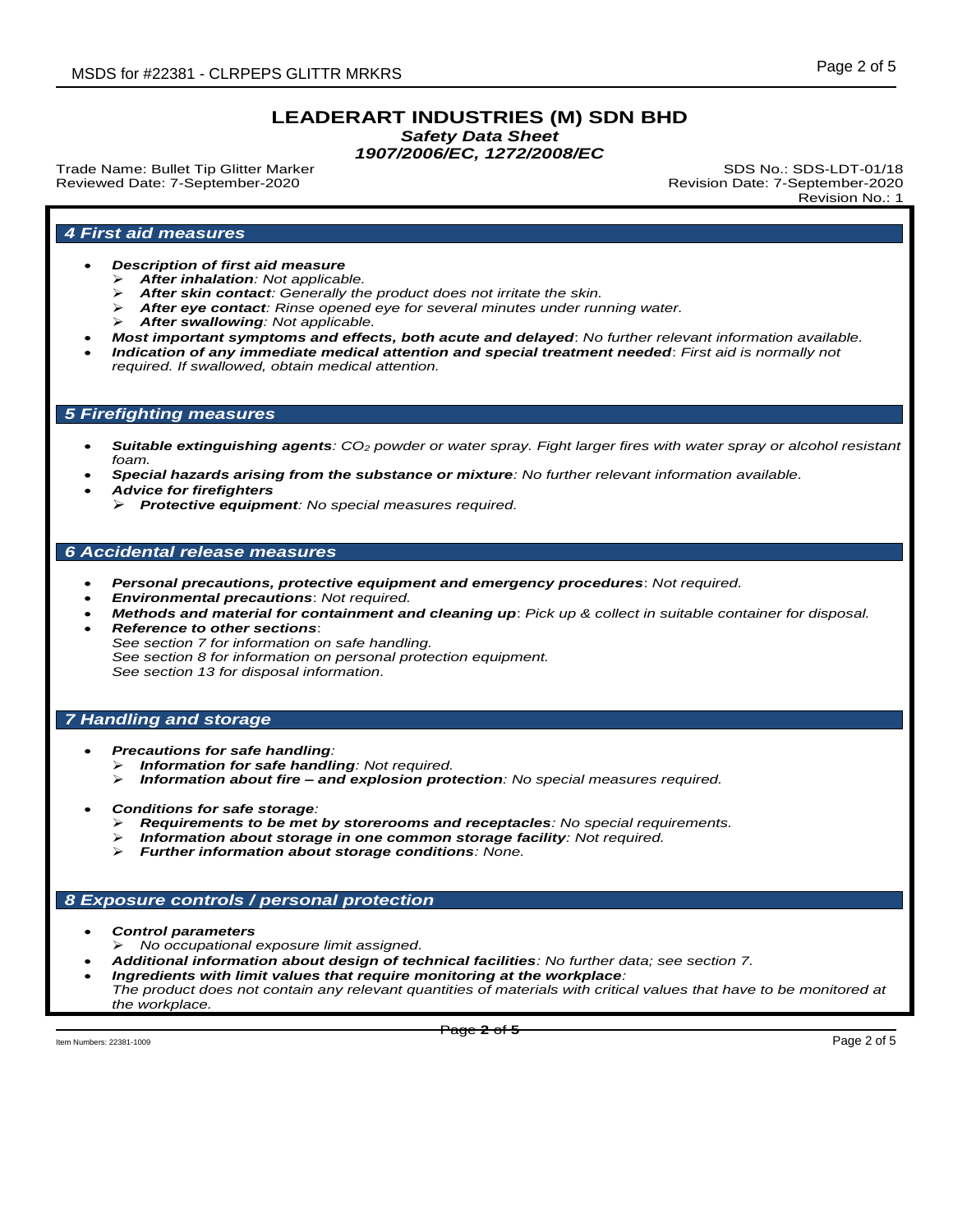## 4 First aid measures

- ***Description of first aid measure***
  - ***After inhalation****: Not applicable.*
  - ***After skin contact****: Generally the product does not irritate the skin.*
  - ***After eye contact****: Rinse opened eye for several minutes under running water.*
  - ***After swallowing****: Not applicable.*
- ***Most important symptoms and effects, both acute and delayed****: No further relevant information available.*
- ***Indication of any immediate medical attention and special treatment needed****: First aid is normally not required. If swallowed, obtain medical attention.*

## 5 Firefighting measures

- ***Suitable extinguishing agents****: $CO_2$ powder or water spray. Fight larger fires with water spray or alcohol resistant foam.*
- ***Special hazards arising from the substance or mixture****: No further relevant information available.*
- ***Advice for firefighters***
  - ***Protective equipment****: No special measures required.*

## 6 Accidental release measures

- ***Personal precautions, protective equipment and emergency procedures****: Not required.*
- ***Environmental precautions****: Not required.*
- ***Methods and material for containment and cleaning up****: Pick up & collect in suitable container for disposal.*
- ***Reference to other sections****:*
  *See section 7 for information on safe handling.*
  *See section 8 for information on personal protection equipment.*
  *See section 13 for disposal information.*

## 7 Handling and storage

- ***Precautions for safe handling****:*
  - ***Information for safe handling****: Not required.*
  - ***Information about fire – and explosion protection****: No special measures required.*
- ***Conditions for safe storage****:*
  - ***Requirements to be met by storerooms and receptacles****: No special requirements.*
  - ***Information about storage in one common storage facility****: Not required.*
  - ***Further information about storage conditions****: None.*

## 8 Exposure controls / personal protection

- ***Control parameters***
  - *No occupational exposure limit assigned.*
- ***Additional information about design of technical facilities****: No further data; see section 7.*
- ***Ingredients with limit values that require monitoring at the workplace****:*
  *The product does not contain any relevant quantities of materials with critical values that have to be monitored at the workplace.*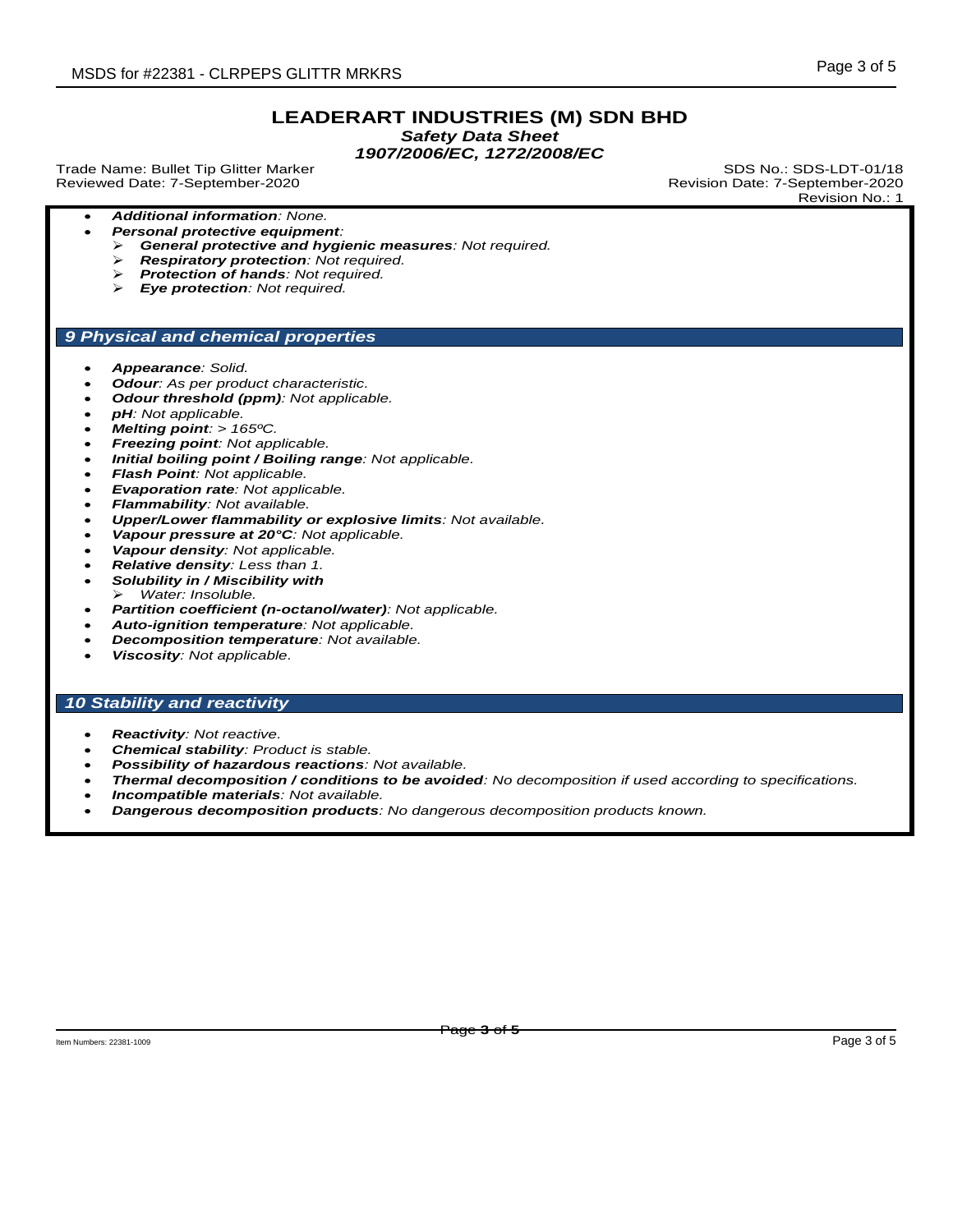**LEADERART INDUSTRIES (M) SDN BHD**
***Safety Data Sheet***
***1907/2006/EC, 1272/2008/EC***

Trade Name: Bullet Tip Glitter Marker
Reviewed Date: 7-September-2020

SDS No.: SDS-LDT-01/18
Revision Date: 7-September-2020
Revision No.: 1

- ***Additional information****: None.*
- ***Personal protective equipment****:*
  - ***General protective and hygienic measures****: Not required.*
  - ***Respiratory protection****: Not required.*
  - ***Protection of hands****: Not required.*
  - ***Eye protection****: Not required.*

## *9 Physical and chemical properties*

- ***Appearance****: Solid.*
- ***Odour****: As per product characteristic.*
- ***Odour threshold (ppm)****: Not applicable.*
- ***pH****: Not applicable.*
- ***Melting point****: > 165ºC.*
- ***Freezing point****: Not applicable.*
- ***Initial boiling point / Boiling range****: Not applicable.*
- ***Flash Point****: Not applicable.*
- ***Evaporation rate****: Not applicable.*
- ***Flammability****: Not available.*
- ***Upper/Lower flammability or explosive limits****: Not available.*
- ***Vapour pressure at 20°C****: Not applicable.*
- ***Vapour density****: Not applicable.*
- ***Relative density****: Less than 1.*
- ***Solubility in / Miscibility with***
  - *Water: Insoluble.*
- ***Partition coefficient (n-octanol/water)****: Not applicable.*
- ***Auto-ignition temperature****: Not applicable.*
- ***Decomposition temperature****: Not available.*
- ***Viscosity****: Not applicable.*

## *10 Stability and reactivity*

- ***Reactivity****: Not reactive.*
- ***Chemical stability****: Product is stable.*
- ***Possibility of hazardous reactions****: Not available.*
- ***Thermal decomposition / conditions to be avoided****: No decomposition if used according to specifications.*
- ***Incompatible materials****: Not available.*
- ***Dangerous decomposition products****: No dangerous decomposition products known.*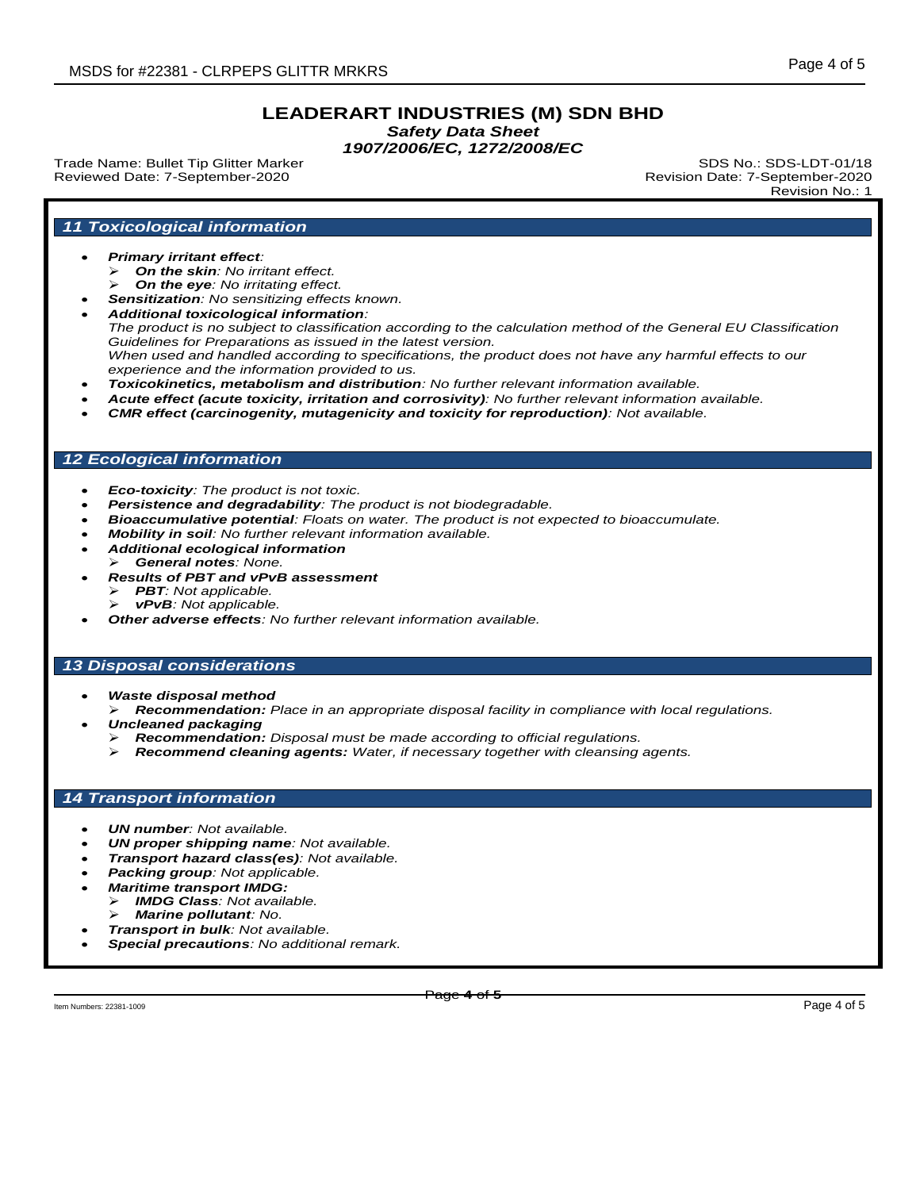# LEADERART INDUSTRIES (M) SDN BHD

***Safety Data Sheet***
***1907/2006/EC, 1272/2008/EC***

Trade Name: Bullet Tip Glitter Marker
Reviewed Date: 7-September-2020

SDS No.: SDS-LDT-01/18
Revision Date: 7-September-2020
Revision No.: 1

## *11 Toxicological information*

- ***Primary irritant effect**:*
  - ***On the skin**: No irritant effect.*
  - ***On the eye**: No irritating effect.*
- ***Sensitization**: No sensitizing effects known.*
- ***Additional toxicological information**:*
  *The product is no subject to classification according to the calculation method of the General EU Classification Guidelines for Preparations as issued in the latest version.*
  *When used and handled according to specifications, the product does not have any harmful effects to our experience and the information provided to us.*
- ***Toxicokinetics, metabolism and distribution**: No further relevant information available.*
- ***Acute effect (acute toxicity, irritation and corrosivity)**: No further relevant information available.*
- ***CMR effect (carcinogenity, mutagenicity and toxicity for reproduction)**: Not available.*

## *12 Ecological information*

- ***Eco-toxicity**: The product is not toxic.*
- ***Persistence and degradability**: The product is not biodegradable.*
- ***Bioaccumulative potential**: Floats on water. The product is not expected to bioaccumulate.*
- ***Mobility in soil**: No further relevant information available.*
- ***Additional ecological information***
  - ***General notes**: None.*
- ***Results of PBT and vPvB assessment***
  - ***PBT**: Not applicable.*
  - ***vPvB**: Not applicable.*
- ***Other adverse effects**: No further relevant information available.*

## *13 Disposal considerations*

- ***Waste disposal method***
  - ***Recommendation:** Place in an appropriate disposal facility in compliance with local regulations.*
- ***Uncleaned packaging***
  - ***Recommendation:** Disposal must be made according to official regulations.*
  - ***Recommend cleaning agents:** Water, if necessary together with cleansing agents.*

## *14 Transport information*

- ***UN number**: Not available.*
- ***UN proper shipping name**: Not available.*
- ***Transport hazard class(es)**: Not available.*
- ***Packing group**: Not applicable.*
- ***Maritime transport IMDG:***
  - ***IMDG Class**: Not available.*
  - ***Marine pollutant**: No.*
- ***Transport in bulk**: Not available.*
- ***Special precautions**: No additional remark.*

Item Numbers: 22381-1009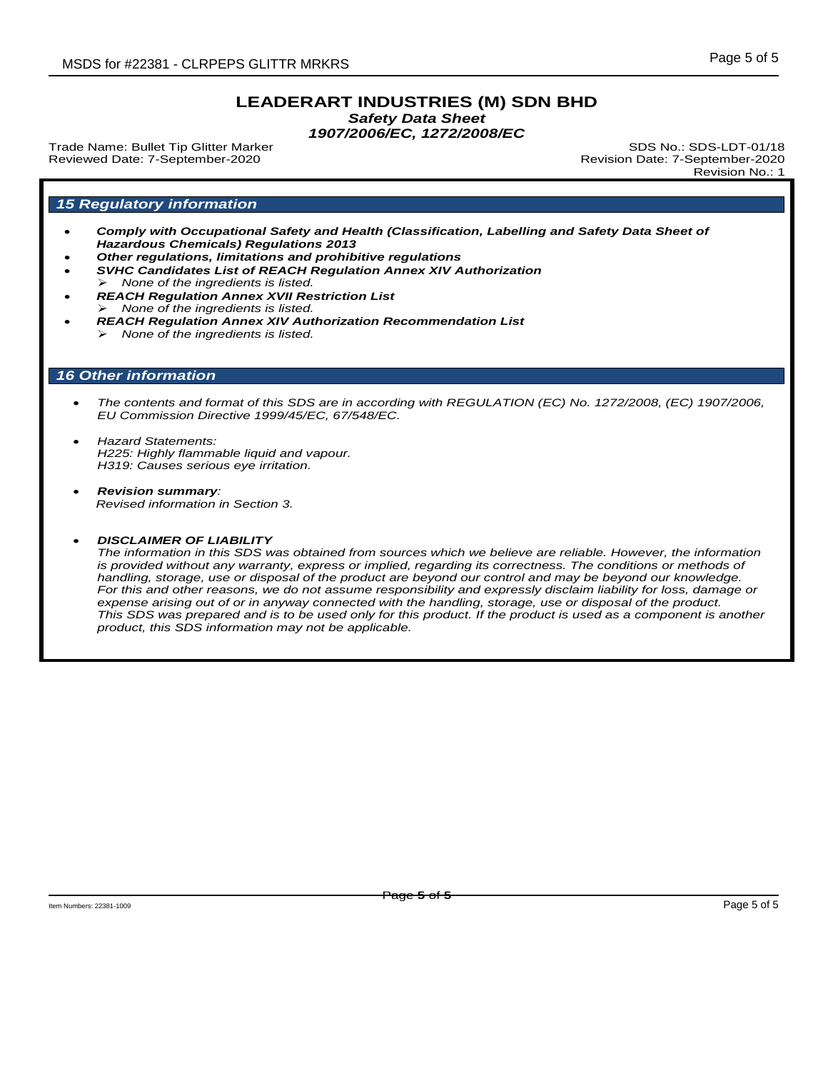**LEADERART INDUSTRIES (M) SDN BHD**
***Safety Data Sheet***
***1907/2006/EC, 1272/2008/EC***

Trade Name: Bullet Tip Glitter Marker
Reviewed Date: 7-September-2020

SDS No.: SDS-LDT-01/18
Revision Date: 7-September-2020
Revision No.: 1

## *15 Regulatory information*

- ***Comply with Occupational Safety and Health (Classification, Labelling and Safety Data Sheet of Hazardous Chemicals) Regulations 2013***
- ***Other regulations, limitations and prohibitive regulations***
- ***SVHC Candidates List of REACH Regulation Annex XIV Authorization***
  - *None of the ingredients is listed.*
- ***REACH Regulation Annex XVII Restriction List***
  - *None of the ingredients is listed.*
- ***REACH Regulation Annex XIV Authorization Recommendation List***
  - *None of the ingredients is listed.*

## *16 Other information*

- *The contents and format of this SDS are in according with REGULATION (EC) No. 1272/2008, (EC) 1907/2006, EU Commission Directive 1999/45/EC, 67/548/EC.*

- *Hazard Statements:*
  *H225: Highly flammable liquid and vapour.*
  *H319: Causes serious eye irritation.*

- ***Revision summary**:*
  *Revised information in Section 3.*

- ***DISCLAIMER OF LIABILITY***
  *The information in this SDS was obtained from sources which we believe are reliable. However, the information is provided without any warranty, express or implied, regarding its correctness. The conditions or methods of handling, storage, use or disposal of the product are beyond our control and may be beyond our knowledge. For this and other reasons, we do not assume responsibility and expressly disclaim liability for loss, damage or expense arising out of or in anyway connected with the handling, storage, use or disposal of the product. This SDS was prepared and is to be used only for this product. If the product is used as a component is another product, this SDS information may not be applicable.*

Item Numbers: 22381-1009